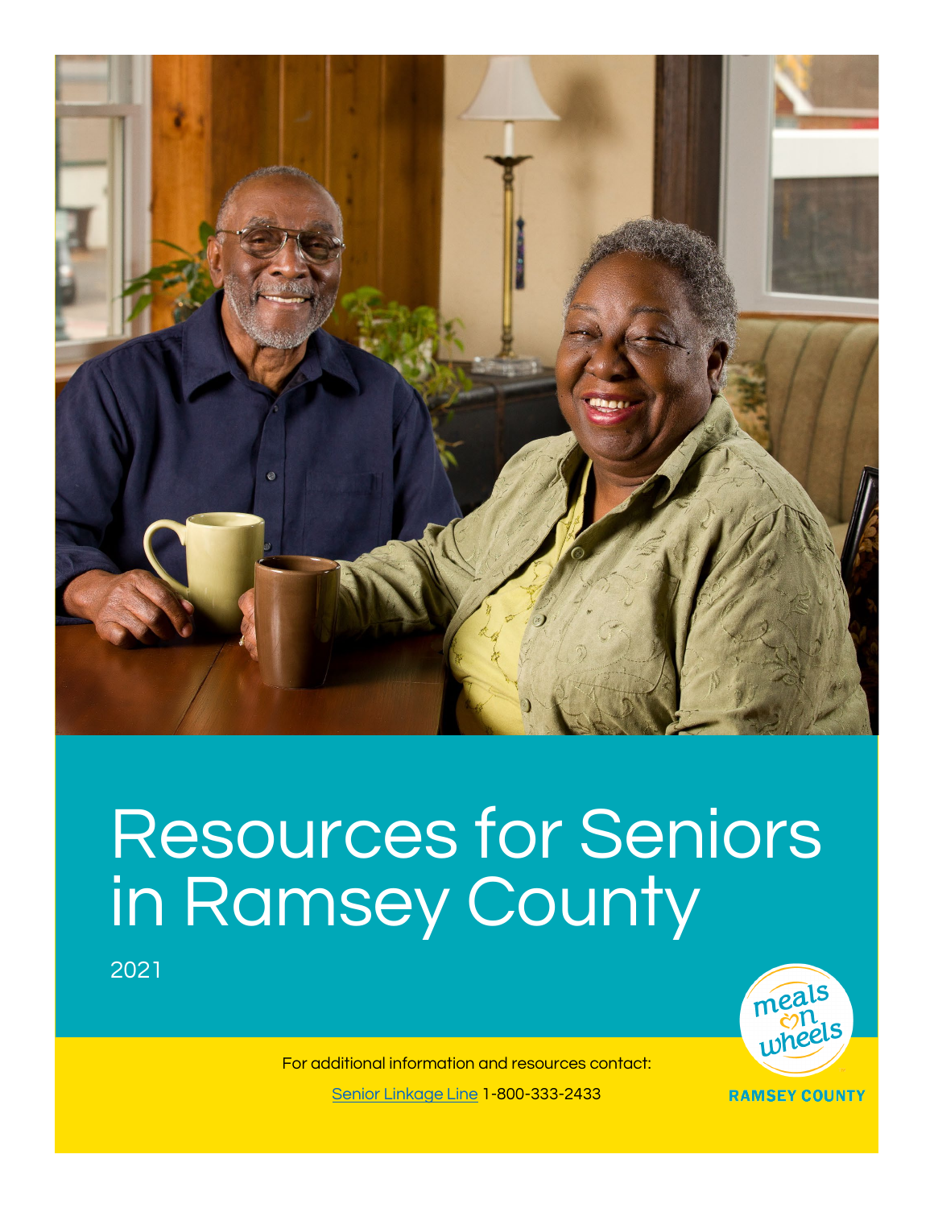# Resources for Seniors in Ramsey County

2021

For additional information and resources contact:

[Senior Linkage Line](Senior Linkage Line) 1-800-333-2433

meals on wheels

RAMSEY COUNTY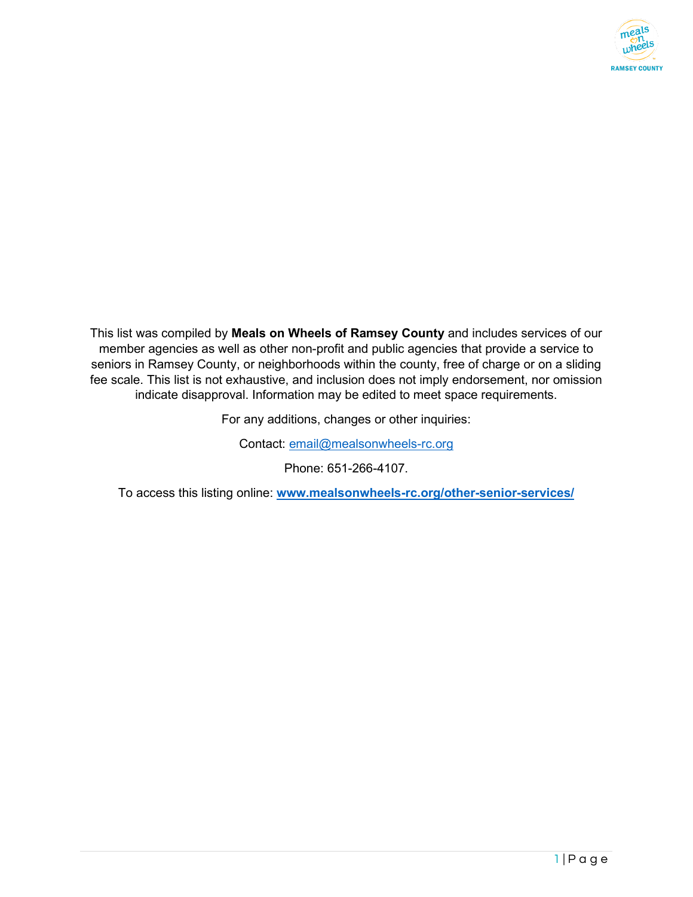This list was compiled by **Meals on Wheels of Ramsey County** and includes services of our member agencies as well as other non-profit and public agencies that provide a service to seniors in Ramsey County, or neighborhoods within the county, free of charge or on a sliding fee scale. This list is not exhaustive, and inclusion does not imply endorsement, nor omission indicate disapproval. Information may be edited to meet space requirements.

For any additions, changes or other inquiries:

Contact: email@mealsonwheels-rc.org

Phone: 651-266-4107.

To access this listing online: **www.mealsonwheels-rc.org/other-senior-services/**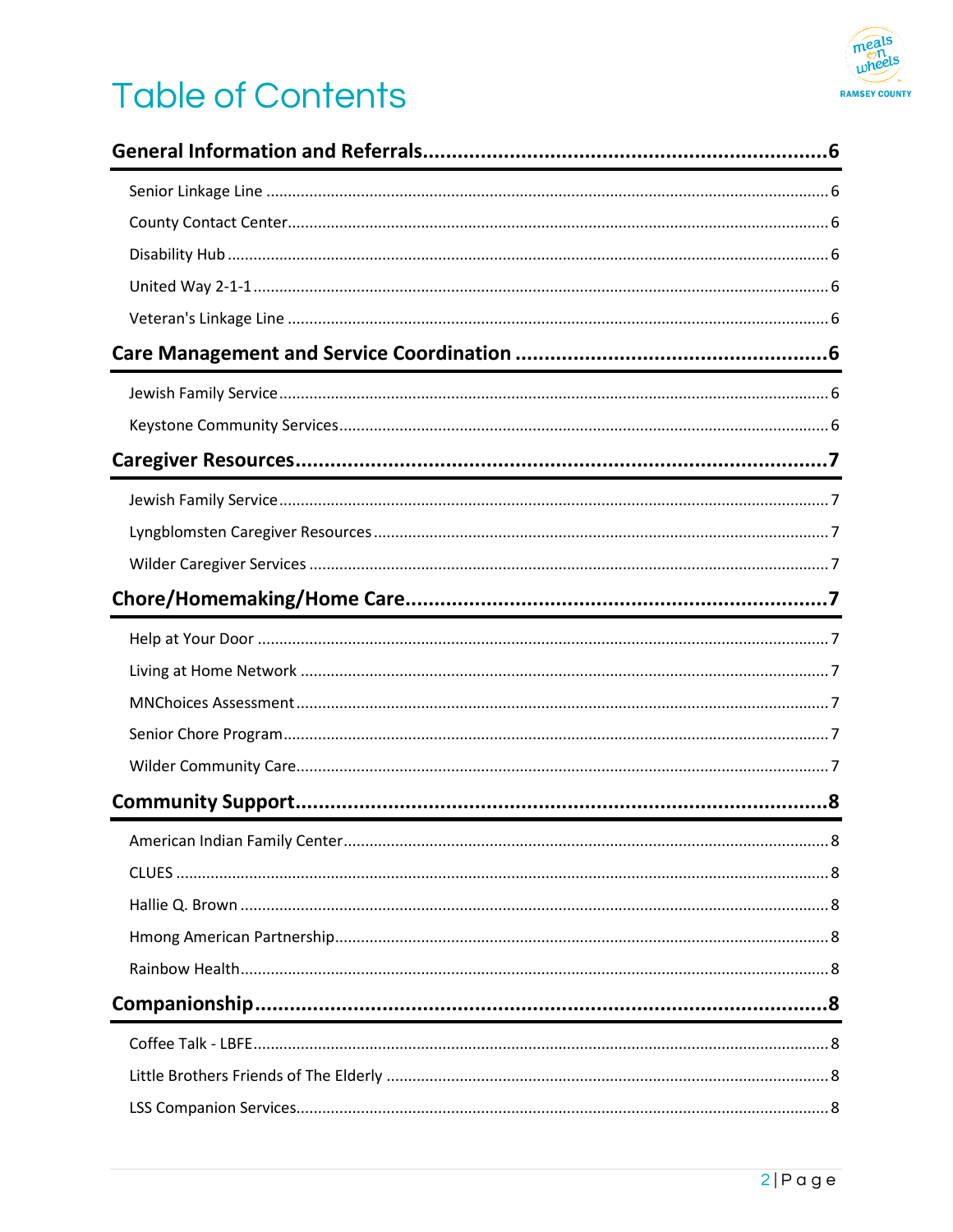# Table of Contents

**General Information and Referrals** ..... 6

- Senior Linkage Line ..... 6
- County Contact Center ..... 6
- Disability Hub ..... 6
- United Way 2-1-1 ..... 6
- Veteran's Linkage Line ..... 6

**Care Management and Service Coordination** ..... 6

- Jewish Family Service ..... 6
- Keystone Community Services ..... 6

**Caregiver Resources** ..... 7

- Jewish Family Service ..... 7
- Lyngblomsten Caregiver Resources ..... 7
- Wilder Caregiver Services ..... 7

**Chore/Homemaking/Home Care** ..... 7

- Help at Your Door ..... 7
- Living at Home Network ..... 7
- MNChoices Assessment ..... 7
- Senior Chore Program ..... 7
- Wilder Community Care ..... 7

**Community Support** ..... 8

- American Indian Family Center ..... 8
- CLUES ..... 8
- Hallie Q. Brown ..... 8
- Hmong American Partnership ..... 8
- Rainbow Health ..... 8

**Companionship** ..... 8

- Coffee Talk - LBFE ..... 8
- Little Brothers Friends of The Elderly ..... 8
- LSS Companion Services ..... 8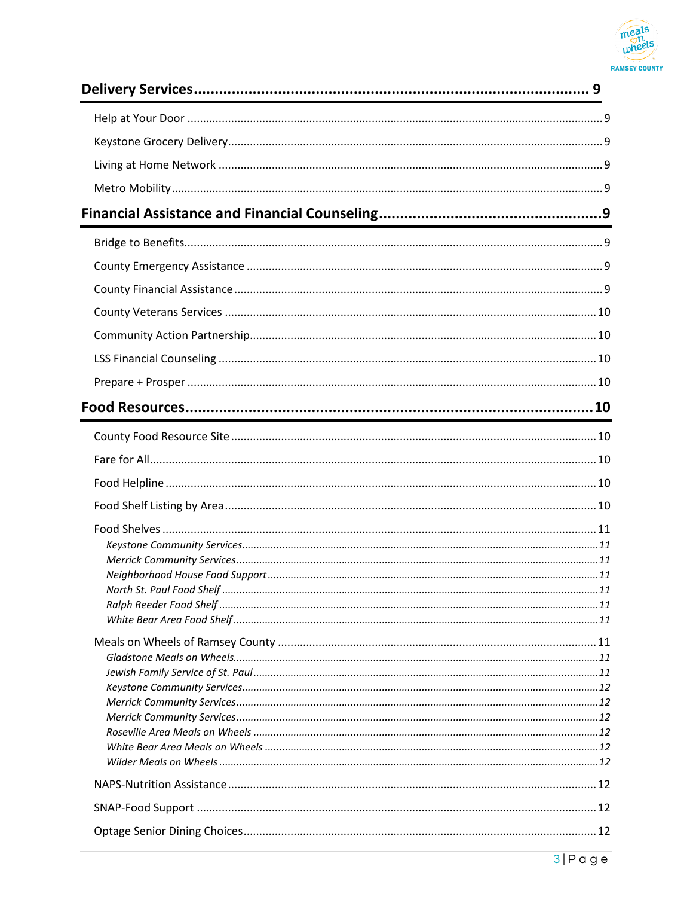**Delivery Services** ........................................................................................ 9

Help at Your Door ........................................................................................ 9

Keystone Grocery Delivery ........................................................................................ 9

Living at Home Network ........................................................................................ 9

Metro Mobility ........................................................................................ 9

**Financial Assistance and Financial Counseling** ........................................................................................ 9

Bridge to Benefits ........................................................................................ 9

County Emergency Assistance ........................................................................................ 9

County Financial Assistance ........................................................................................ 9

County Veterans Services ........................................................................................ 10

Community Action Partnership ........................................................................................ 10

LSS Financial Counseling ........................................................................................ 10

Prepare + Prosper ........................................................................................ 10

**Food Resources** ........................................................................................ 10

County Food Resource Site ........................................................................................ 10

Fare for All ........................................................................................ 10

Food Helpline ........................................................................................ 10

Food Shelf Listing by Area ........................................................................................ 10

Food Shelves ........................................................................................ 11

*Keystone Community Services* ........................................................................................ *11*

*Merrick Community Services* ........................................................................................ *11*

*Neighborhood House Food Support* ........................................................................................ *11*

*North St. Paul Food Shelf* ........................................................................................ *11*

*Ralph Reeder Food Shelf* ........................................................................................ *11*

*White Bear Area Food Shelf* ........................................................................................ *11*

Meals on Wheels of Ramsey County ........................................................................................ 11

*Gladstone Meals on Wheels* ........................................................................................ *11*

*Jewish Family Service of St. Paul* ........................................................................................ *11*

*Keystone Community Services* ........................................................................................ *12*

*Merrick Community Services* ........................................................................................ *12*

*Merrick Community Services* ........................................................................................ *12*

*Roseville Area Meals on Wheels* ........................................................................................ *12*

*White Bear Area Meals on Wheels* ........................................................................................ *12*

*Wilder Meals on Wheels* ........................................................................................ *12*

NAPS-Nutrition Assistance ........................................................................................ 12

SNAP-Food Support ........................................................................................ 12

Optage Senior Dining Choices ........................................................................................ 12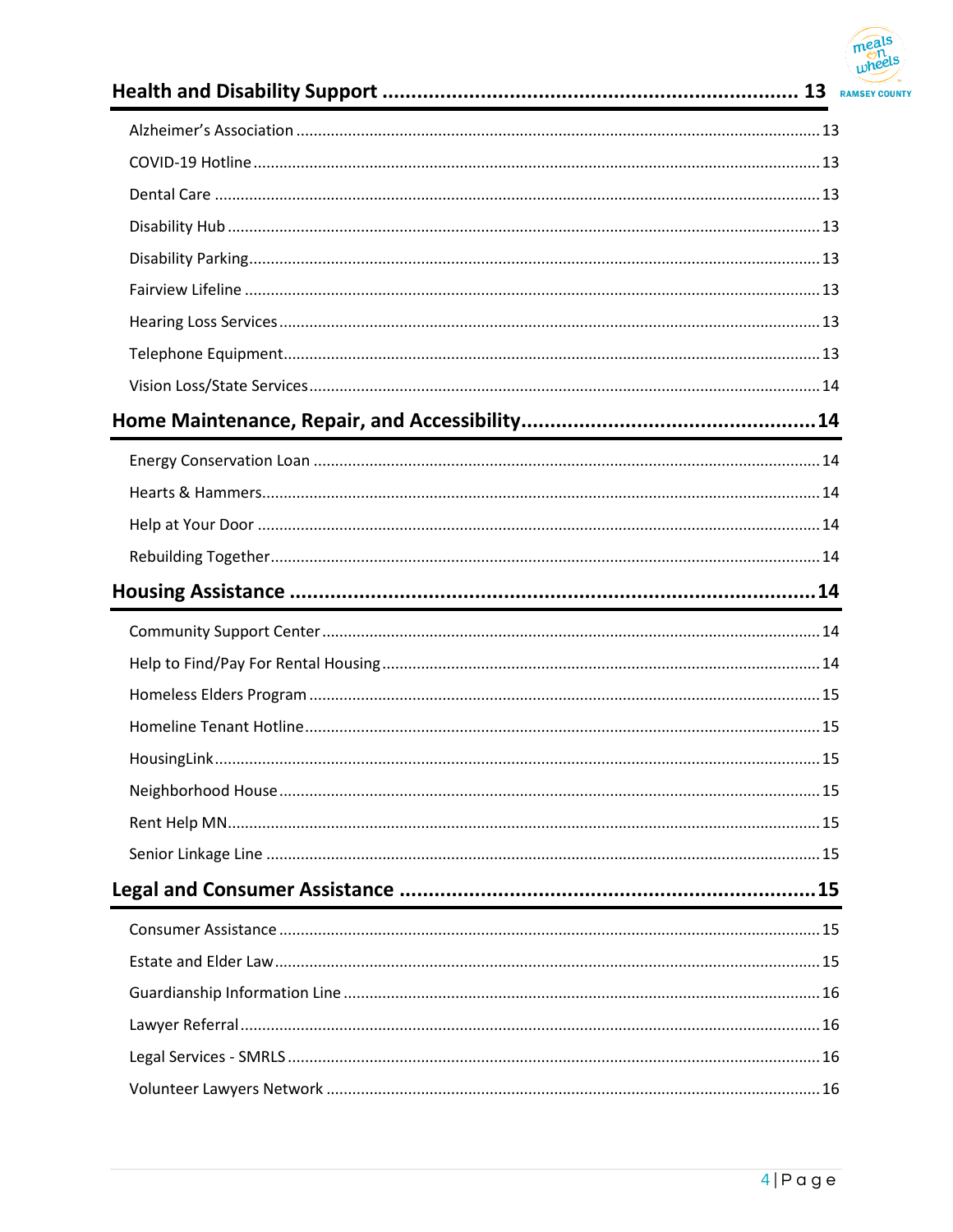## Health and Disability Support ........ 13

- Alzheimer's Association ........ 13
- COVID-19 Hotline ........ 13
- Dental Care ........ 13
- Disability Hub ........ 13
- Disability Parking ........ 13
- Fairview Lifeline ........ 13
- Hearing Loss Services ........ 13
- Telephone Equipment ........ 13
- Vision Loss/State Services ........ 14

## Home Maintenance, Repair, and Accessibility ........ 14

- Energy Conservation Loan ........ 14
- Hearts & Hammers ........ 14
- Help at Your Door ........ 14
- Rebuilding Together ........ 14

## Housing Assistance ........ 14

- Community Support Center ........ 14
- Help to Find/Pay For Rental Housing ........ 14
- Homeless Elders Program ........ 15
- Homeline Tenant Hotline ........ 15
- HousingLink ........ 15
- Neighborhood House ........ 15
- Rent Help MN ........ 15
- Senior Linkage Line ........ 15

## Legal and Consumer Assistance ........ 15

- Consumer Assistance ........ 15
- Estate and Elder Law ........ 15
- Guardianship Information Line ........ 16
- Lawyer Referral ........ 16
- Legal Services - SMRLS ........ 16
- Volunteer Lawyers Network ........ 16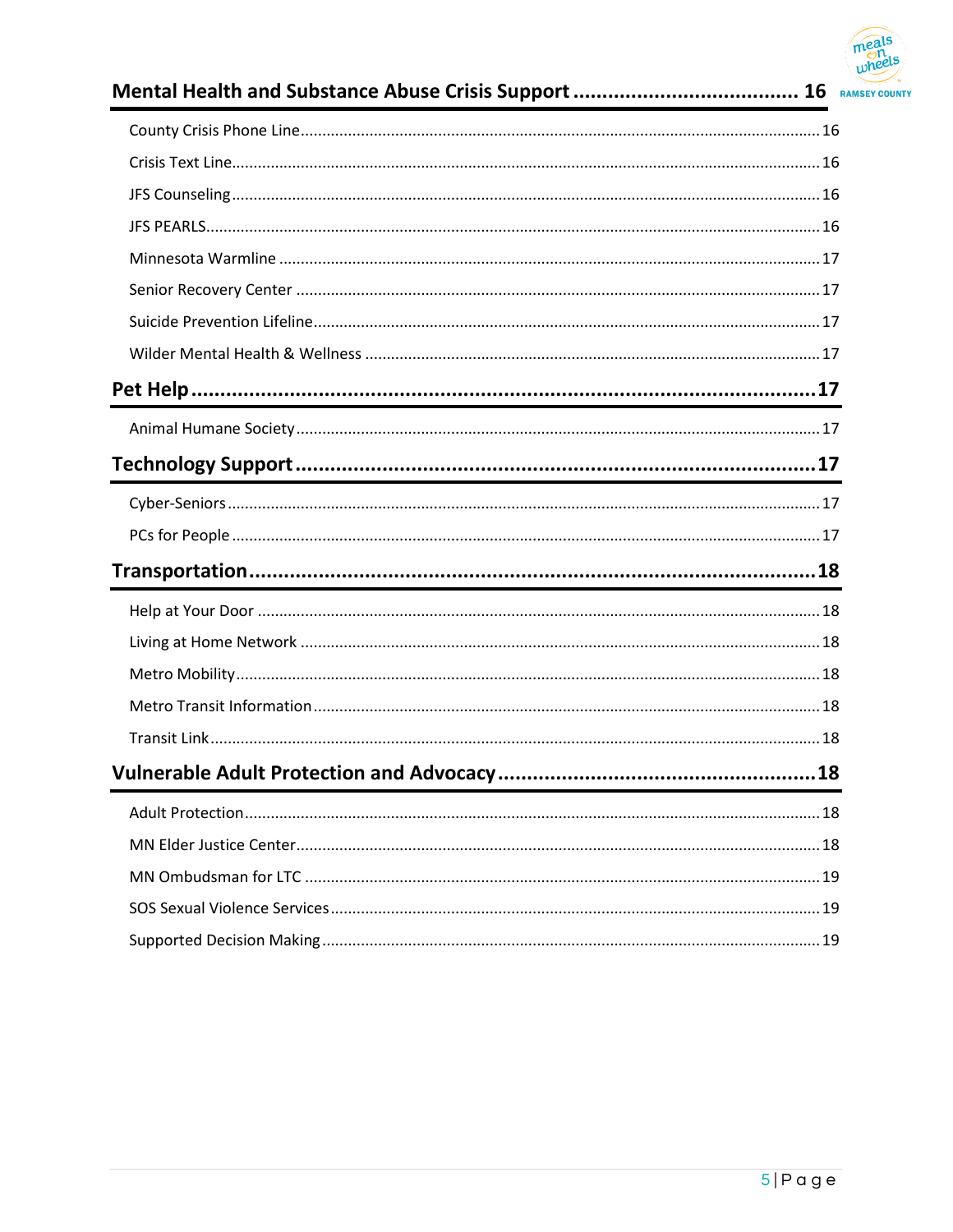**Mental Health and Substance Abuse Crisis Support** ........................................ 16

- County Crisis Phone Line ........................................ 16
- Crisis Text Line ........................................ 16
- JFS Counseling ........................................ 16
- JFS PEARLS ........................................ 16
- Minnesota Warmline ........................................ 17
- Senior Recovery Center ........................................ 17
- Suicide Prevention Lifeline ........................................ 17
- Wilder Mental Health & Wellness ........................................ 17

**Pet Help** ........................................ 17

- Animal Humane Society ........................................ 17

**Technology Support** ........................................ 17

- Cyber-Seniors ........................................ 17
- PCs for People ........................................ 17

**Transportation** ........................................ 18

- Help at Your Door ........................................ 18
- Living at Home Network ........................................ 18
- Metro Mobility ........................................ 18
- Metro Transit Information ........................................ 18
- Transit Link ........................................ 18

**Vulnerable Adult Protection and Advocacy** ........................................ 18

- Adult Protection ........................................ 18
- MN Elder Justice Center ........................................ 18
- MN Ombudsman for LTC ........................................ 19
- SOS Sexual Violence Services ........................................ 19
- Supported Decision Making ........................................ 19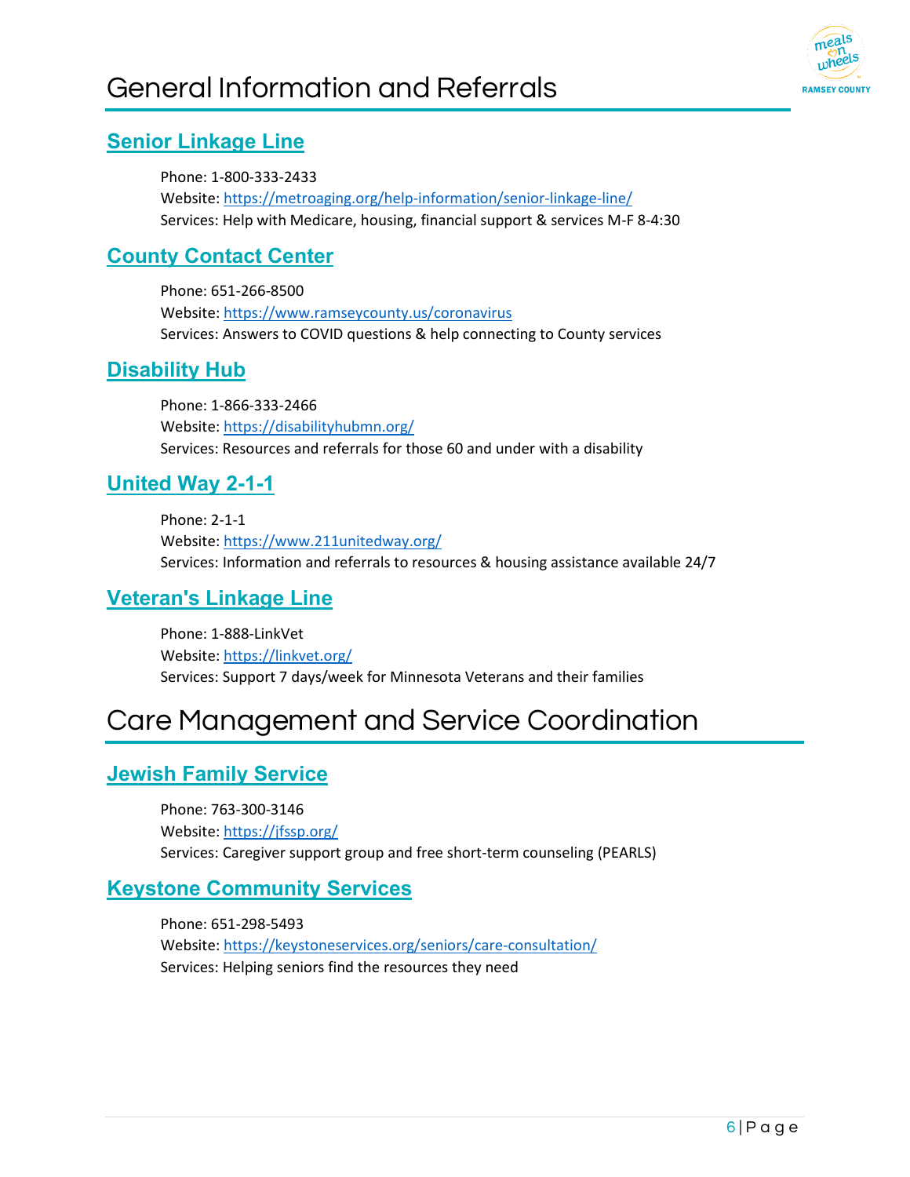# General Information and Referrals

## Senior Linkage Line

Phone: 1-800-333-2433
Website: https://metroaging.org/help-information/senior-linkage-line/
Services: Help with Medicare, housing, financial support & services M-F 8-4:30

## County Contact Center

Phone: 651-266-8500
Website: https://www.ramseycounty.us/coronavirus
Services: Answers to COVID questions & help connecting to County services

## Disability Hub

Phone: 1-866-333-2466
Website: https://disabilityhubmn.org/
Services: Resources and referrals for those 60 and under with a disability

## United Way 2-1-1

Phone: 2-1-1
Website: https://www.211unitedway.org/
Services: Information and referrals to resources & housing assistance available 24/7

## Veteran's Linkage Line

Phone: 1-888-LinkVet
Website: https://linkvet.org/
Services: Support 7 days/week for Minnesota Veterans and their families

# Care Management and Service Coordination

## Jewish Family Service

Phone: 763-300-3146
Website: https://jfssp.org/
Services: Caregiver support group and free short-term counseling (PEARLS)

## Keystone Community Services

Phone: 651-298-5493
Website: https://keystoneservices.org/seniors/care-consultation/
Services: Helping seniors find the resources they need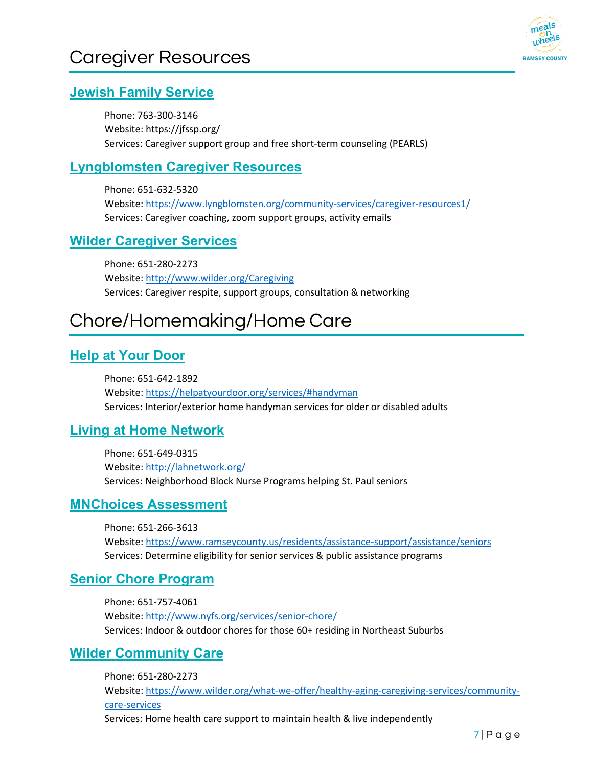# Caregiver Resources

## Jewish Family Service

Phone: 763-300-3146
Website: https://jfssp.org/
Services: Caregiver support group and free short-term counseling (PEARLS)

## Lyngblomsten Caregiver Resources

Phone: 651-632-5320
Website: https://www.lyngblomsten.org/community-services/caregiver-resources1/
Services: Caregiver coaching, zoom support groups, activity emails

## Wilder Caregiver Services

Phone: 651-280-2273
Website: http://www.wilder.org/Caregiving
Services: Caregiver respite, support groups, consultation & networking

# Chore/Homemaking/Home Care

## Help at Your Door

Phone: 651-642-1892
Website: https://helpatyourdoor.org/services/#handyman
Services: Interior/exterior home handyman services for older or disabled adults

## Living at Home Network

Phone: 651-649-0315
Website: http://lahnetwork.org/
Services: Neighborhood Block Nurse Programs helping St. Paul seniors

## MNChoices Assessment

Phone: 651-266-3613
Website: https://www.ramseycounty.us/residents/assistance-support/assistance/seniors
Services: Determine eligibility for senior services & public assistance programs

## Senior Chore Program

Phone: 651-757-4061
Website: http://www.nyfs.org/services/senior-chore/
Services: Indoor & outdoor chores for those 60+ residing in Northeast Suburbs

## Wilder Community Care

Phone: 651-280-2273
Website: https://www.wilder.org/what-we-offer/healthy-aging-caregiving-services/community-care-services
Services: Home health care support to maintain health & live independently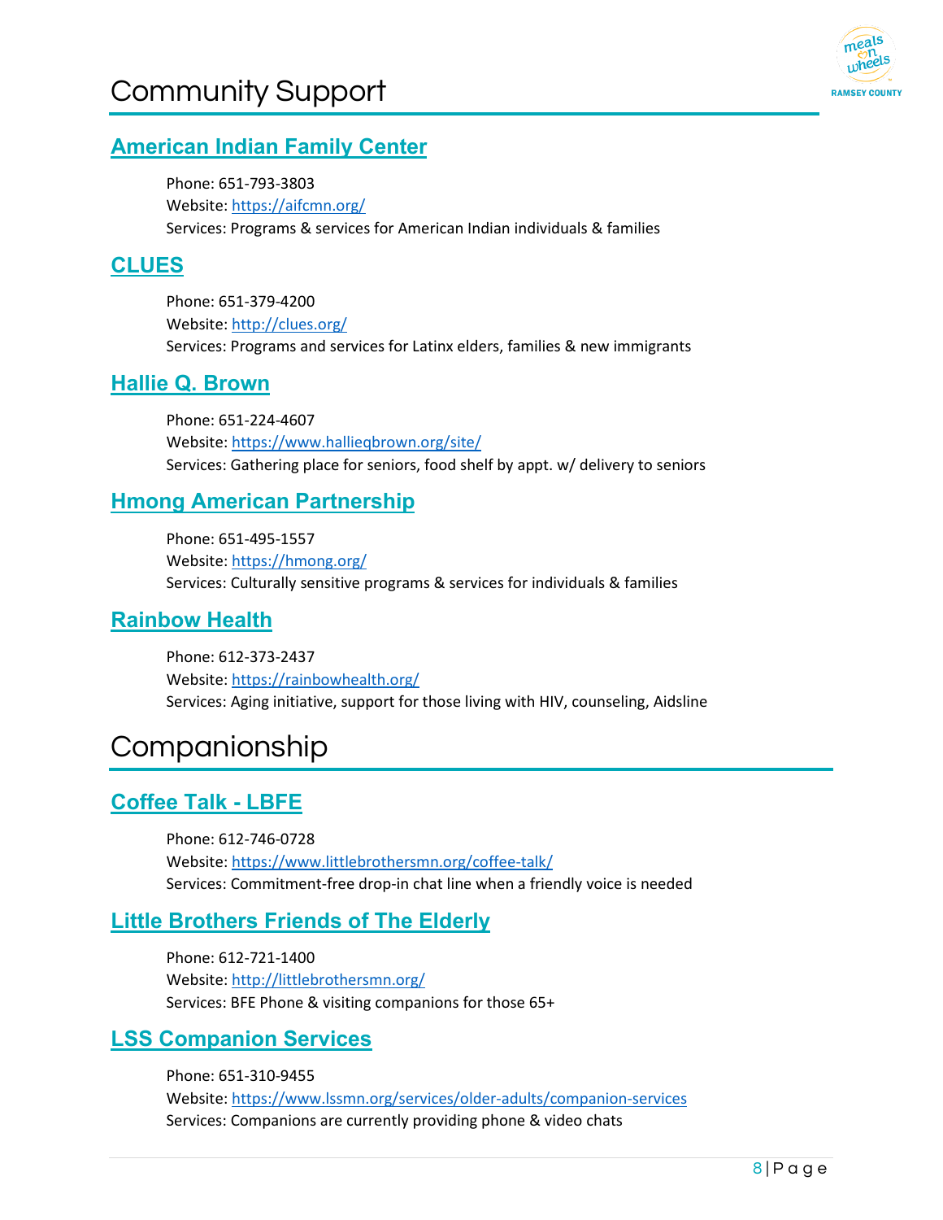# Community Support

## [American Indian Family Center](https://aifcmn.org/)

Phone: 651-793-3803
Website: https://aifcmn.org/
Services: Programs & services for American Indian individuals & families

## [CLUES](http://clues.org/)

Phone: 651-379-4200
Website: http://clues.org/
Services: Programs and services for Latinx elders, families & new immigrants

## [Hallie Q. Brown](https://www.hallieqbrown.org/site/)

Phone: 651-224-4607
Website: https://www.hallieqbrown.org/site/
Services: Gathering place for seniors, food shelf by appt. w/ delivery to seniors

## [Hmong American Partnership](https://hmong.org/)

Phone: 651-495-1557
Website: https://hmong.org/
Services: Culturally sensitive programs & services for individuals & families

## [Rainbow Health](https://rainbowhealth.org/)

Phone: 612-373-2437
Website: https://rainbowhealth.org/
Services: Aging initiative, support for those living with HIV, counseling, Aidsline

# Companionship

## [Coffee Talk - LBFE](https://www.littlebrothersmn.org/coffee-talk/)

Phone: 612-746-0728
Website: https://www.littlebrothersmn.org/coffee-talk/
Services: Commitment-free drop-in chat line when a friendly voice is needed

## [Little Brothers Friends of The Elderly](http://littlebrothersmn.org/)

Phone: 612-721-1400
Website: http://littlebrothersmn.org/
Services: BFE Phone & visiting companions for those 65+

## [LSS Companion Services](https://www.lssmn.org/services/older-adults/companion-services)

Phone: 651-310-9455
Website: https://www.lssmn.org/services/older-adults/companion-services
Services: Companions are currently providing phone & video chats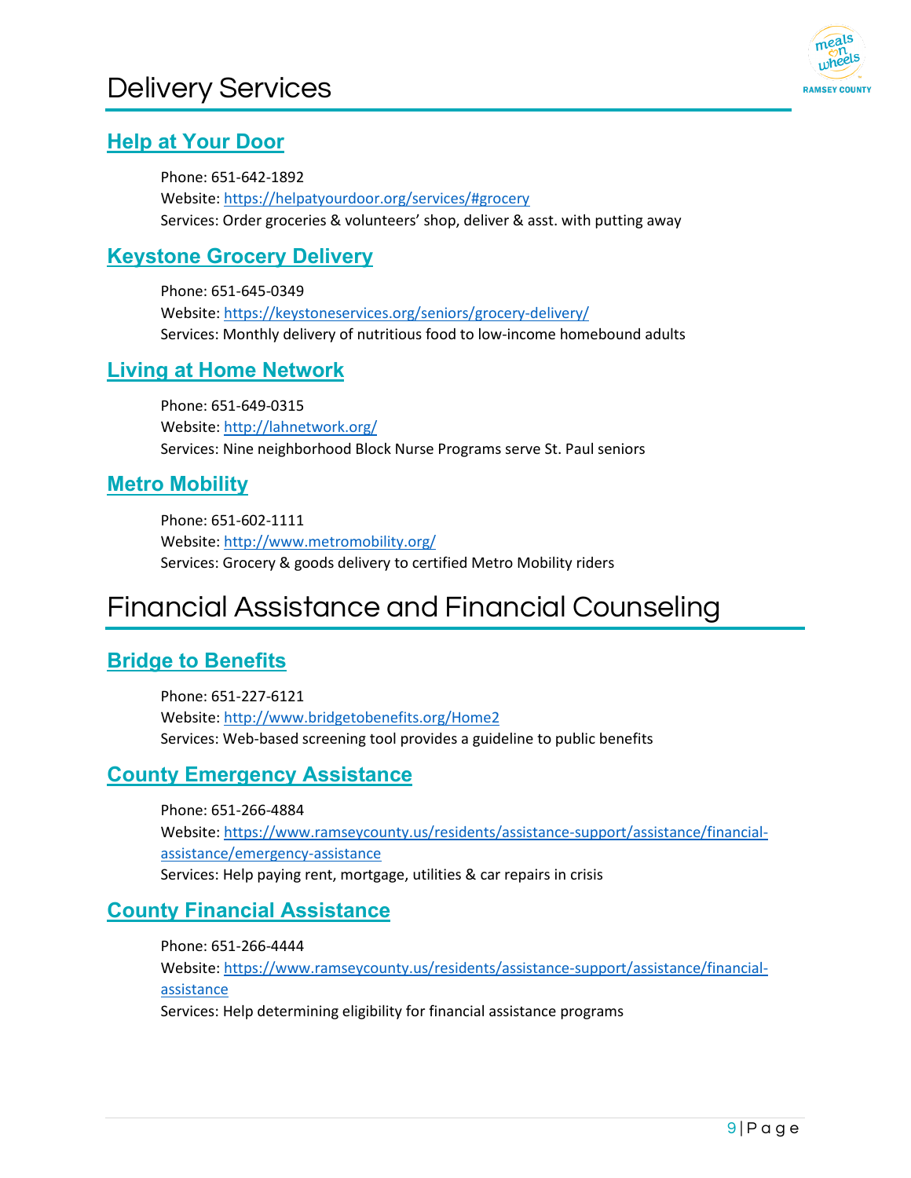# Delivery Services

## Help at Your Door

Phone: 651-642-1892
Website: https://helpatyourdoor.org/services/#grocery
Services: Order groceries & volunteers' shop, deliver & asst. with putting away

## Keystone Grocery Delivery

Phone: 651-645-0349
Website: https://keystoneservices.org/seniors/grocery-delivery/
Services: Monthly delivery of nutritious food to low-income homebound adults

## Living at Home Network

Phone: 651-649-0315
Website: http://lahnetwork.org/
Services: Nine neighborhood Block Nurse Programs serve St. Paul seniors

## Metro Mobility

Phone: 651-602-1111
Website: http://www.metromobility.org/
Services: Grocery & goods delivery to certified Metro Mobility riders

# Financial Assistance and Financial Counseling

## Bridge to Benefits

Phone: 651-227-6121
Website: http://www.bridgetobenefits.org/Home2
Services: Web-based screening tool provides a guideline to public benefits

## County Emergency Assistance

Phone: 651-266-4884
Website: https://www.ramseycounty.us/residents/assistance-support/assistance/financial-assistance/emergency-assistance
Services: Help paying rent, mortgage, utilities & car repairs in crisis

## County Financial Assistance

Phone: 651-266-4444
Website: https://www.ramseycounty.us/residents/assistance-support/assistance/financial-assistance
Services: Help determining eligibility for financial assistance programs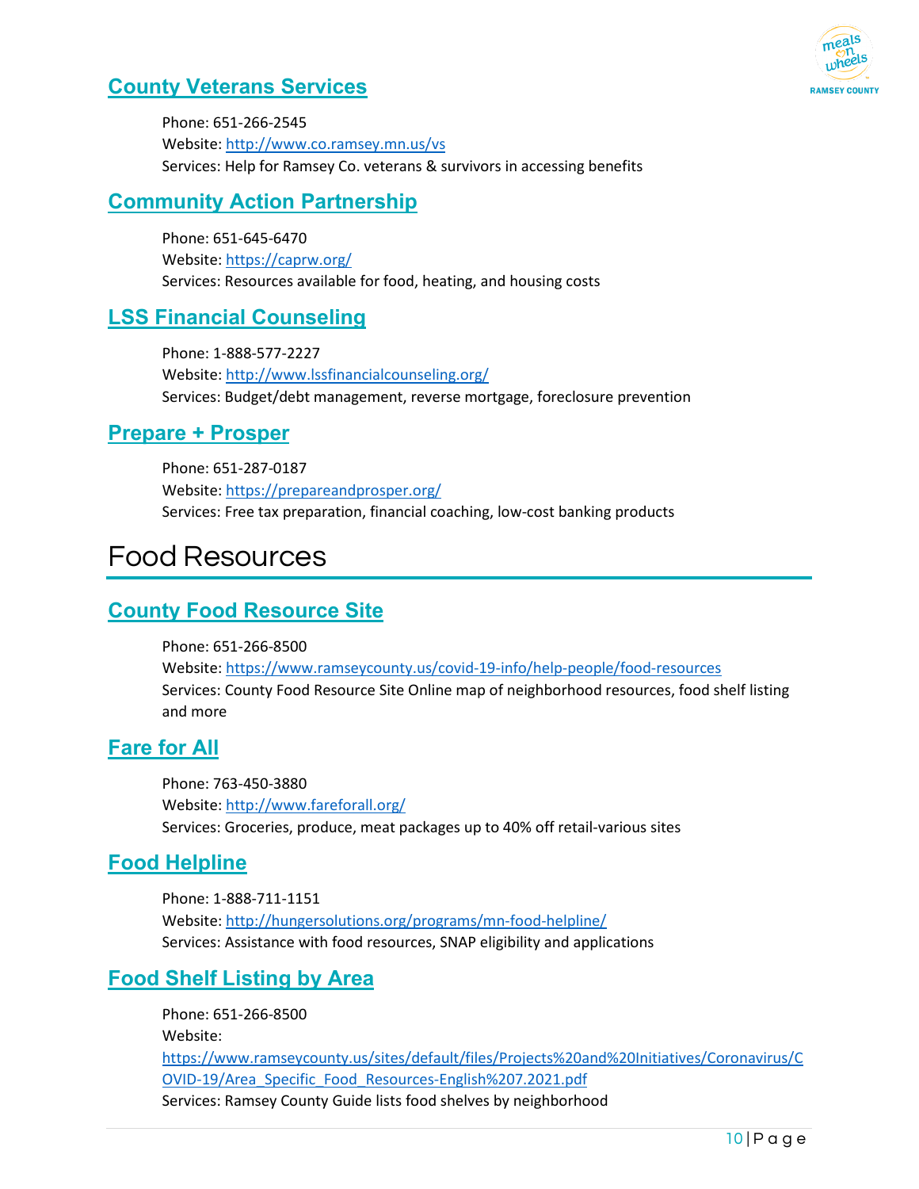### County Veterans Services

Phone: 651-266-2545
Website: http://www.co.ramsey.mn.us/vs
Services: Help for Ramsey Co. veterans & survivors in accessing benefits

### Community Action Partnership

Phone: 651-645-6470
Website: https://caprw.org/
Services: Resources available for food, heating, and housing costs

### LSS Financial Counseling

Phone: 1-888-577-2227
Website: http://www.lssfinancialcounseling.org/
Services: Budget/debt management, reverse mortgage, foreclosure prevention

### Prepare + Prosper

Phone: 651-287-0187
Website: https://prepareandprosper.org/
Services: Free tax preparation, financial coaching, low-cost banking products

## Food Resources

### County Food Resource Site

Phone: 651-266-8500
Website: https://www.ramseycounty.us/covid-19-info/help-people/food-resources
Services: County Food Resource Site Online map of neighborhood resources, food shelf listing and more

### Fare for All

Phone: 763-450-3880
Website: http://www.fareforall.org/
Services: Groceries, produce, meat packages up to 40% off retail-various sites

### Food Helpline

Phone: 1-888-711-1151
Website: http://hungersolutions.org/programs/mn-food-helpline/
Services: Assistance with food resources, SNAP eligibility and applications

### Food Shelf Listing by Area

Phone: 651-266-8500
Website: https://www.ramseycounty.us/sites/default/files/Projects%20and%20Initiatives/Coronavirus/COVID-19/Area_Specific_Food_Resources-English%207.2021.pdf
Services: Ramsey County Guide lists food shelves by neighborhood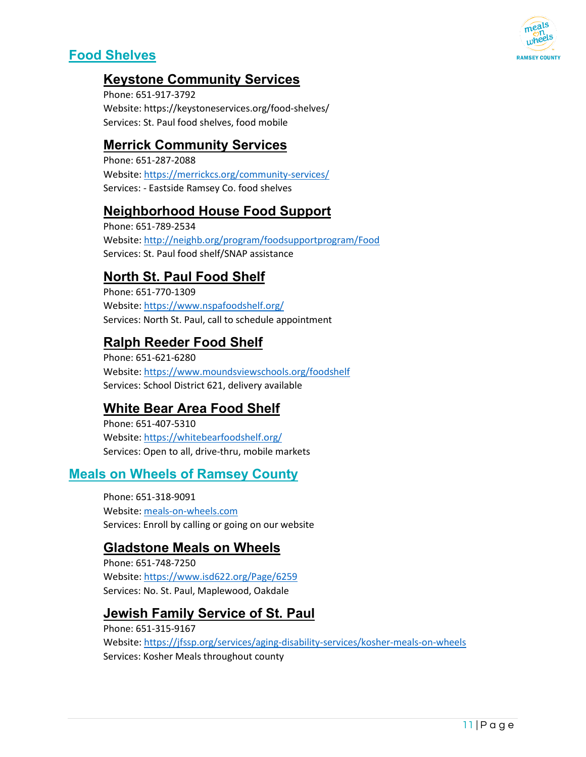## Food Shelves

### Keystone Community Services

Phone: 651-917-3792
Website: https://keystoneservices.org/food-shelves/
Services: St. Paul food shelves, food mobile

### Merrick Community Services

Phone: 651-287-2088
Website: https://merrickcs.org/community-services/
Services: - Eastside Ramsey Co. food shelves

### Neighborhood House Food Support

Phone: 651-789-2534
Website: http://neighb.org/program/foodsupportprogram/Food
Services: St. Paul food shelf/SNAP assistance

### North St. Paul Food Shelf

Phone: 651-770-1309
Website: https://www.nspafoodshelf.org/
Services: North St. Paul, call to schedule appointment

### Ralph Reeder Food Shelf

Phone: 651-621-6280
Website: https://www.moundsviewschools.org/foodshelf
Services: School District 621, delivery available

### White Bear Area Food Shelf

Phone: 651-407-5310
Website: https://whitebearfoodshelf.org/
Services: Open to all, drive-thru, mobile markets

## Meals on Wheels of Ramsey County

Phone: 651-318-9091
Website: meals-on-wheels.com
Services: Enroll by calling or going on our website

### Gladstone Meals on Wheels

Phone: 651-748-7250
Website: https://www.isd622.org/Page/6259
Services: No. St. Paul, Maplewood, Oakdale

### Jewish Family Service of St. Paul

Phone: 651-315-9167
Website: https://jfssp.org/services/aging-disability-services/kosher-meals-on-wheels
Services: Kosher Meals throughout county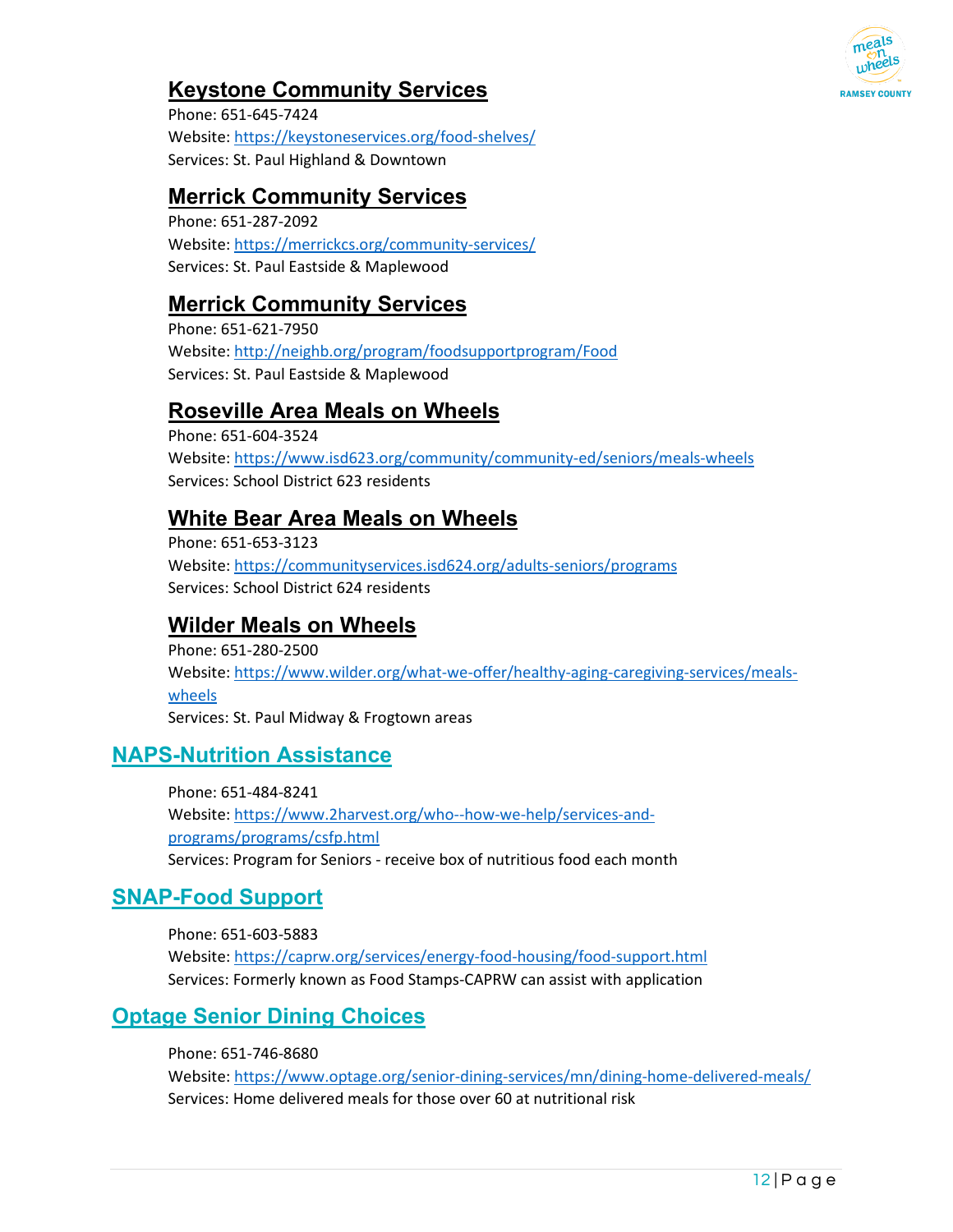### Keystone Community Services

Phone: 651-645-7424
Website: https://keystoneservices.org/food-shelves/
Services: St. Paul Highland & Downtown

### Merrick Community Services

Phone: 651-287-2092
Website: https://merrickcs.org/community-services/
Services: St. Paul Eastside & Maplewood

### Merrick Community Services

Phone: 651-621-7950
Website: http://neighb.org/program/foodsupportprogram/Food
Services: St. Paul Eastside & Maplewood

### Roseville Area Meals on Wheels

Phone: 651-604-3524
Website: https://www.isd623.org/community/community-ed/seniors/meals-wheels
Services: School District 623 residents

### White Bear Area Meals on Wheels

Phone: 651-653-3123
Website: https://communityservices.isd624.org/adults-seniors/programs
Services: School District 624 residents

### Wilder Meals on Wheels

Phone: 651-280-2500
Website: https://www.wilder.org/what-we-offer/healthy-aging-caregiving-services/meals-wheels
Services: St. Paul Midway & Frogtown areas

## NAPS-Nutrition Assistance

Phone: 651-484-8241
Website: https://www.2harvest.org/who--how-we-help/services-and-programs/programs/csfp.html
Services: Program for Seniors - receive box of nutritious food each month

## SNAP-Food Support

Phone: 651-603-5883
Website: https://caprw.org/services/energy-food-housing/food-support.html
Services: Formerly known as Food Stamps-CAPRW can assist with application

## Optage Senior Dining Choices

Phone: 651-746-8680
Website: https://www.optage.org/senior-dining-services/mn/dining-home-delivered-meals/
Services: Home delivered meals for those over 60 at nutritional risk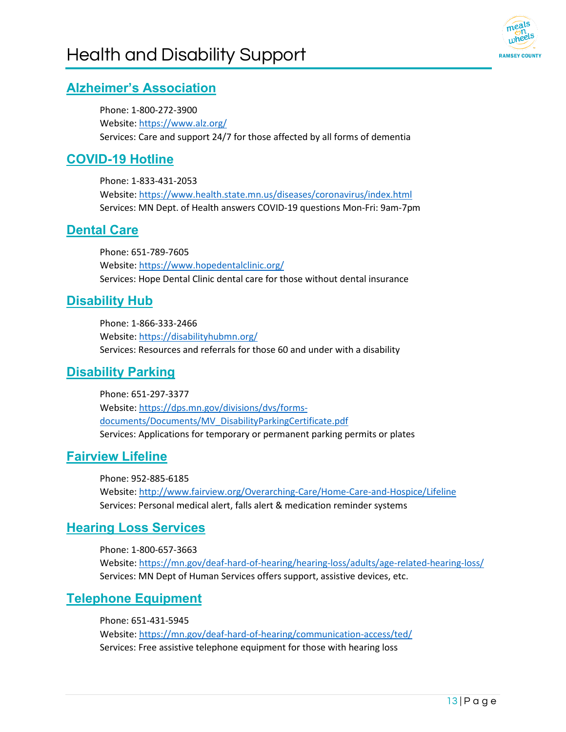# Health and Disability Support

## Alzheimer's Association

Phone: 1-800-272-3900
Website: https://www.alz.org/
Services: Care and support 24/7 for those affected by all forms of dementia

## COVID-19 Hotline

Phone: 1-833-431-2053
Website: https://www.health.state.mn.us/diseases/coronavirus/index.html
Services: MN Dept. of Health answers COVID-19 questions Mon-Fri: 9am-7pm

## Dental Care

Phone: 651-789-7605
Website: https://www.hopedentalclinic.org/
Services: Hope Dental Clinic dental care for those without dental insurance

## Disability Hub

Phone: 1-866-333-2466
Website: https://disabilityhubmn.org/
Services: Resources and referrals for those 60 and under with a disability

## Disability Parking

Phone: 651-297-3377
Website: https://dps.mn.gov/divisions/dvs/forms-documents/Documents/MV_DisabilityParkingCertificate.pdf
Services: Applications for temporary or permanent parking permits or plates

## Fairview Lifeline

Phone: 952-885-6185
Website: http://www.fairview.org/Overarching-Care/Home-Care-and-Hospice/Lifeline
Services: Personal medical alert, falls alert & medication reminder systems

## Hearing Loss Services

Phone: 1-800-657-3663
Website: https://mn.gov/deaf-hard-of-hearing/hearing-loss/adults/age-related-hearing-loss/
Services: MN Dept of Human Services offers support, assistive devices, etc.

## Telephone Equipment

Phone: 651-431-5945
Website: https://mn.gov/deaf-hard-of-hearing/communication-access/ted/
Services: Free assistive telephone equipment for those with hearing loss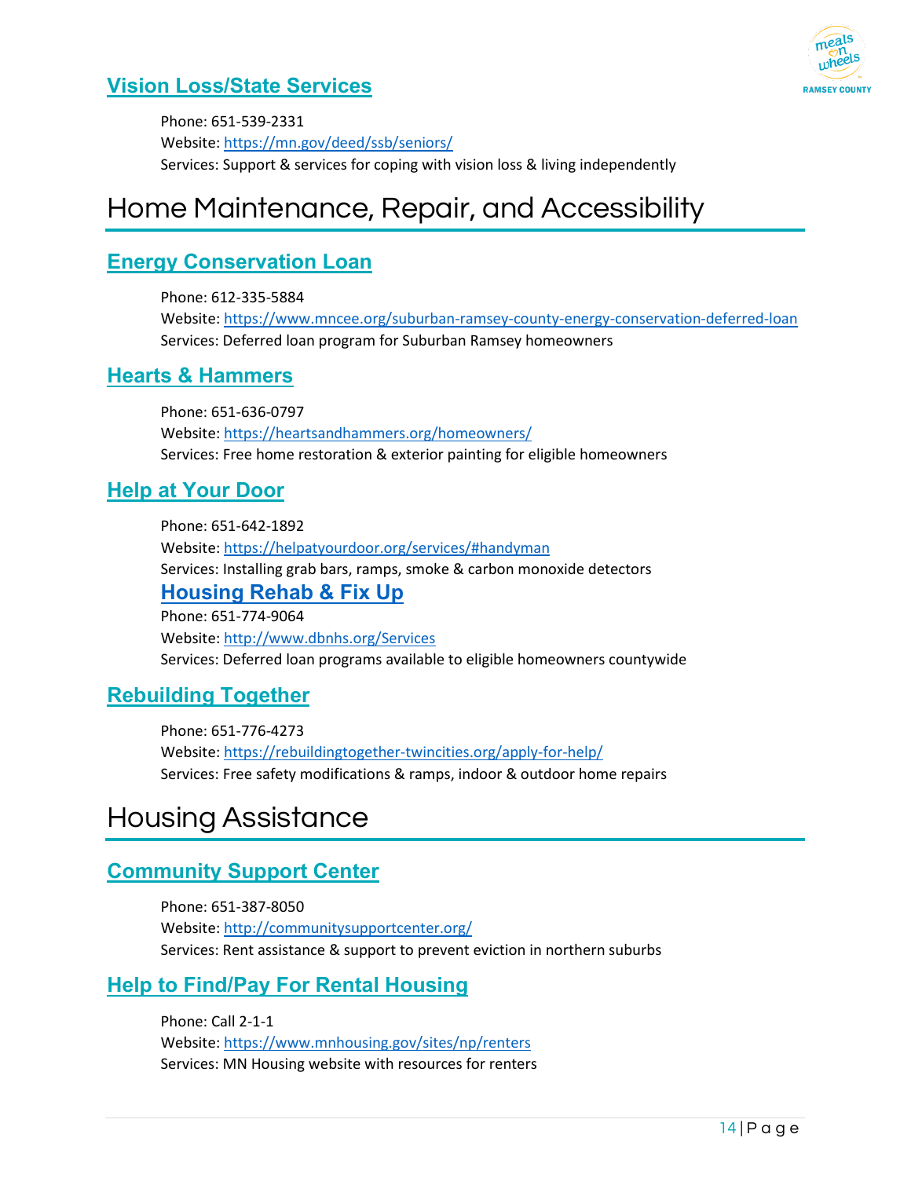### Vision Loss/State Services

Phone: 651-539-2331
Website: https://mn.gov/deed/ssb/seniors/
Services: Support & services for coping with vision loss & living independently

## Home Maintenance, Repair, and Accessibility

### Energy Conservation Loan

Phone: 612-335-5884
Website: https://www.mncee.org/suburban-ramsey-county-energy-conservation-deferred-loan
Services: Deferred loan program for Suburban Ramsey homeowners

### Hearts & Hammers

Phone: 651-636-0797
Website: https://heartsandhammers.org/homeowners/
Services: Free home restoration & exterior painting for eligible homeowners

### Help at Your Door

Phone: 651-642-1892
Website: https://helpatyourdoor.org/services/#handyman
Services: Installing grab bars, ramps, smoke & carbon monoxide detectors

### Housing Rehab & Fix Up

Phone: 651-774-9064
Website: http://www.dbnhs.org/Services
Services: Deferred loan programs available to eligible homeowners countywide

### Rebuilding Together

Phone: 651-776-4273
Website: https://rebuildingtogether-twincities.org/apply-for-help/
Services: Free safety modifications & ramps, indoor & outdoor home repairs

## Housing Assistance

### Community Support Center

Phone: 651-387-8050
Website: http://communitysupportcenter.org/
Services: Rent assistance & support to prevent eviction in northern suburbs

### Help to Find/Pay For Rental Housing

Phone: Call 2-1-1
Website: https://www.mnhousing.gov/sites/np/renters
Services: MN Housing website with resources for renters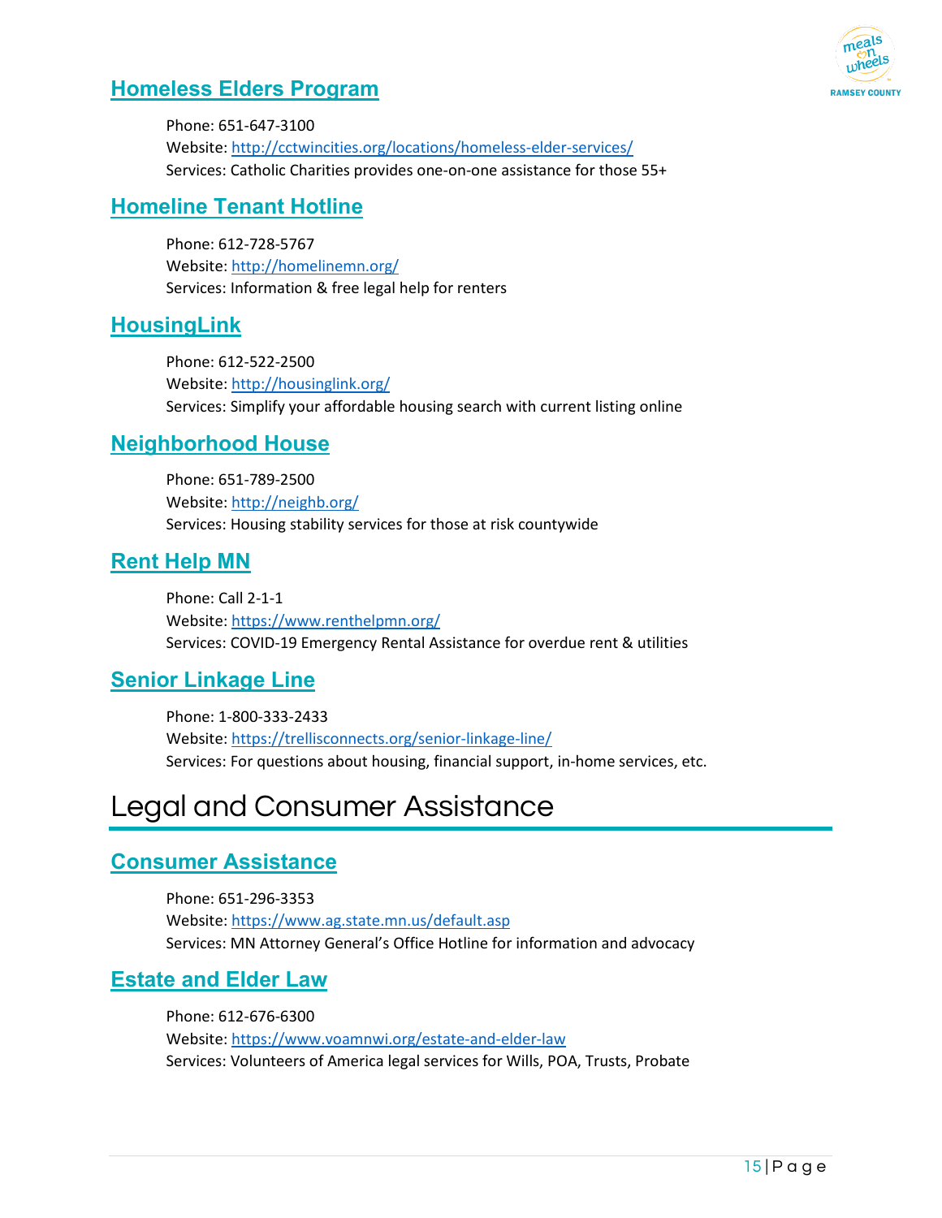### Homeless Elders Program

Phone: 651-647-3100
Website: http://cctwincities.org/locations/homeless-elder-services/
Services: Catholic Charities provides one-on-one assistance for those 55+

### Homeline Tenant Hotline

Phone: 612-728-5767
Website: http://homelinemn.org/
Services: Information & free legal help for renters

### HousingLink

Phone: 612-522-2500
Website: http://housinglink.org/
Services: Simplify your affordable housing search with current listing online

### Neighborhood House

Phone: 651-789-2500
Website: http://neighb.org/
Services: Housing stability services for those at risk countywide

### Rent Help MN

Phone: Call 2-1-1
Website: https://www.renthelpmn.org/
Services: COVID-19 Emergency Rental Assistance for overdue rent & utilities

### Senior Linkage Line

Phone: 1-800-333-2433
Website: https://trellisconnects.org/senior-linkage-line/
Services: For questions about housing, financial support, in-home services, etc.

## Legal and Consumer Assistance

### Consumer Assistance

Phone: 651-296-3353
Website: https://www.ag.state.mn.us/default.asp
Services: MN Attorney General's Office Hotline for information and advocacy

### Estate and Elder Law

Phone: 612-676-6300
Website: https://www.voamnwi.org/estate-and-elder-law
Services: Volunteers of America legal services for Wills, POA, Trusts, Probate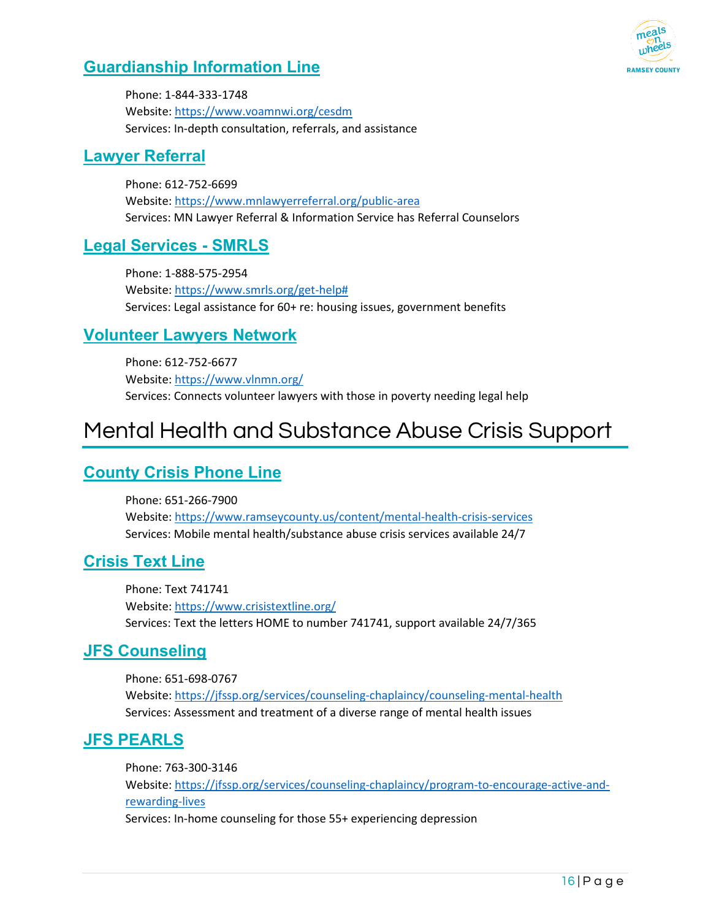### Guardianship Information Line

Phone: 1-844-333-1748
Website: https://www.voamnwi.org/cesdm
Services: In-depth consultation, referrals, and assistance

### Lawyer Referral

Phone: 612-752-6699
Website: https://www.mnlawyerreferral.org/public-area
Services: MN Lawyer Referral & Information Service has Referral Counselors

### Legal Services - SMRLS

Phone: 1-888-575-2954
Website: https://www.smrls.org/get-help#
Services: Legal assistance for 60+ re: housing issues, government benefits

### Volunteer Lawyers Network

Phone: 612-752-6677
Website: https://www.vlnmn.org/
Services: Connects volunteer lawyers with those in poverty needing legal help

## Mental Health and Substance Abuse Crisis Support

### County Crisis Phone Line

Phone: 651-266-7900
Website: https://www.ramseycounty.us/content/mental-health-crisis-services
Services: Mobile mental health/substance abuse crisis services available 24/7

### Crisis Text Line

Phone: Text 741741
Website: https://www.crisistextline.org/
Services: Text the letters HOME to number 741741, support available 24/7/365

### JFS Counseling

Phone: 651-698-0767
Website: https://jfssp.org/services/counseling-chaplaincy/counseling-mental-health
Services: Assessment and treatment of a diverse range of mental health issues

### JFS PEARLS

Phone: 763-300-3146
Website: https://jfssp.org/services/counseling-chaplaincy/program-to-encourage-active-and-rewarding-lives
Services: In-home counseling for those 55+ experiencing depression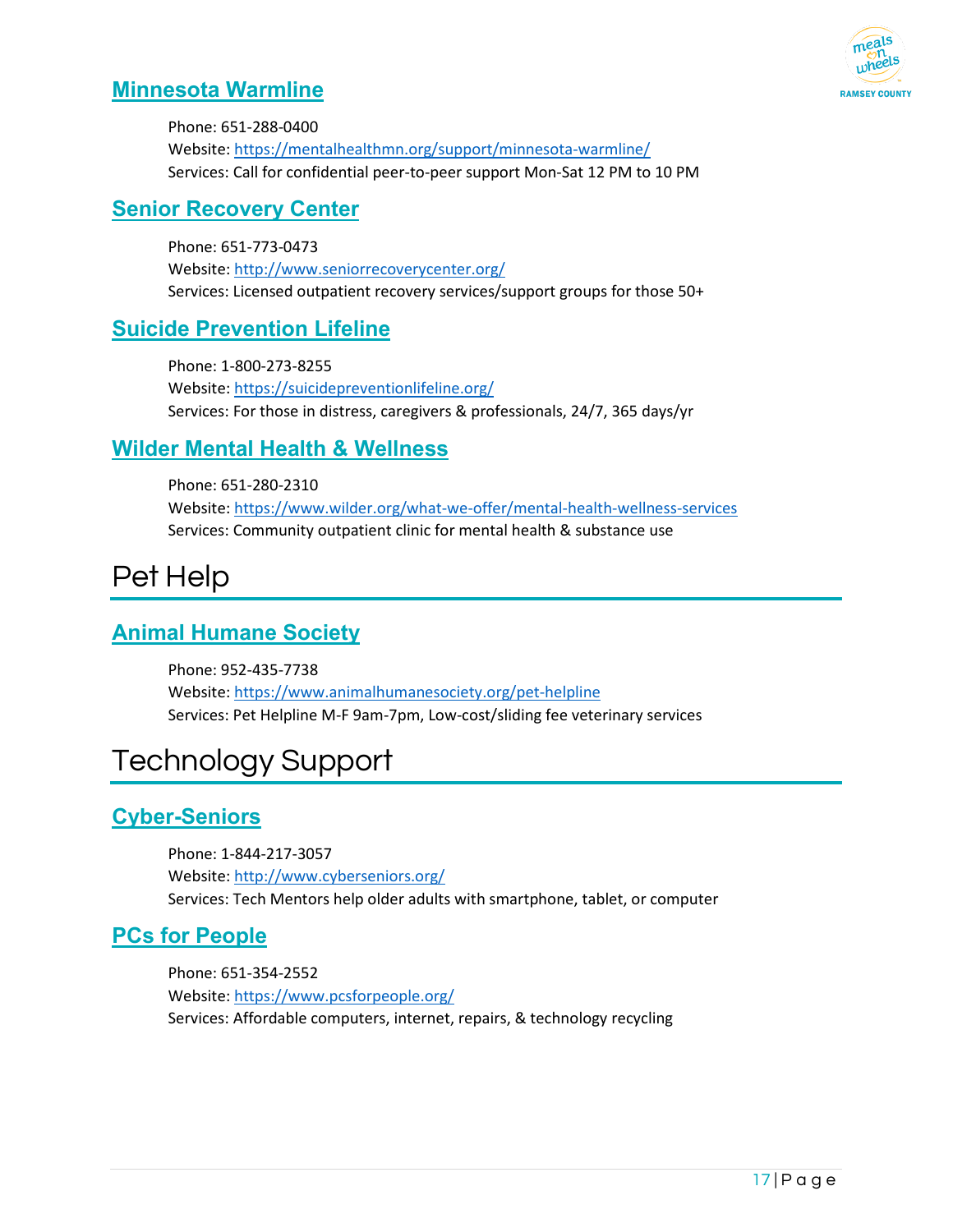### [Minnesota Warmline](https://mentalhealthmn.org/support/minnesota-warmline/)

Phone: 651-288-0400
Website: https://mentalhealthmn.org/support/minnesota-warmline/
Services: Call for confidential peer-to-peer support Mon-Sat 12 PM to 10 PM

### [Senior Recovery Center](http://www.seniorrecoverycenter.org/)

Phone: 651-773-0473
Website: http://www.seniorrecoverycenter.org/
Services: Licensed outpatient recovery services/support groups for those 50+

### [Suicide Prevention Lifeline](https://suicidepreventionlifeline.org/)

Phone: 1-800-273-8255
Website: https://suicidepreventionlifeline.org/
Services: For those in distress, caregivers & professionals, 24/7, 365 days/yr

### [Wilder Mental Health & Wellness](https://www.wilder.org/what-we-offer/mental-health-wellness-services)

Phone: 651-280-2310
Website: https://www.wilder.org/what-we-offer/mental-health-wellness-services
Services: Community outpatient clinic for mental health & substance use

## Pet Help

### [Animal Humane Society](https://www.animalhumanesociety.org/pet-helpline)

Phone: 952-435-7738
Website: https://www.animalhumanesociety.org/pet-helpline
Services: Pet Helpline M-F 9am-7pm, Low-cost/sliding fee veterinary services

## Technology Support

### [Cyber-Seniors](http://www.cyberseniors.org/)

Phone: 1-844-217-3057
Website: http://www.cyberseniors.org/
Services: Tech Mentors help older adults with smartphone, tablet, or computer

### [PCs for People](https://www.pcsforpeople.org/)

Phone: 651-354-2552
Website: https://www.pcsforpeople.org/
Services: Affordable computers, internet, repairs, & technology recycling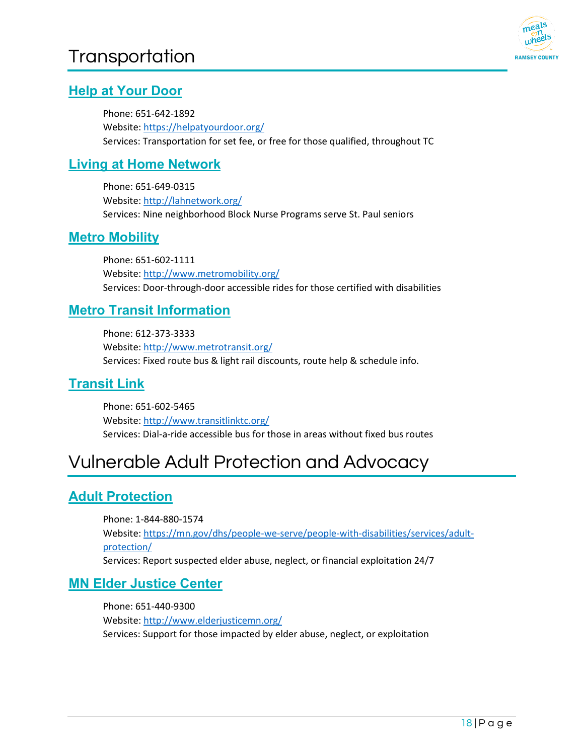# Transportation

## Help at Your Door

Phone: 651-642-1892
Website: https://helpatyourdoor.org/
Services: Transportation for set fee, or free for those qualified, throughout TC

## Living at Home Network

Phone: 651-649-0315
Website: http://lahnetwork.org/
Services: Nine neighborhood Block Nurse Programs serve St. Paul seniors

## Metro Mobility

Phone: 651-602-1111
Website: http://www.metromobility.org/
Services: Door-through-door accessible rides for those certified with disabilities

## Metro Transit Information

Phone: 612-373-3333
Website: http://www.metrotransit.org/
Services: Fixed route bus & light rail discounts, route help & schedule info.

## Transit Link

Phone: 651-602-5465
Website: http://www.transitlinktc.org/
Services: Dial-a-ride accessible bus for those in areas without fixed bus routes

# Vulnerable Adult Protection and Advocacy

## Adult Protection

Phone: 1-844-880-1574
Website: https://mn.gov/dhs/people-we-serve/people-with-disabilities/services/adult-protection/
Services: Report suspected elder abuse, neglect, or financial exploitation 24/7

## MN Elder Justice Center

Phone: 651-440-9300
Website: http://www.elderjusticemn.org/
Services: Support for those impacted by elder abuse, neglect, or exploitation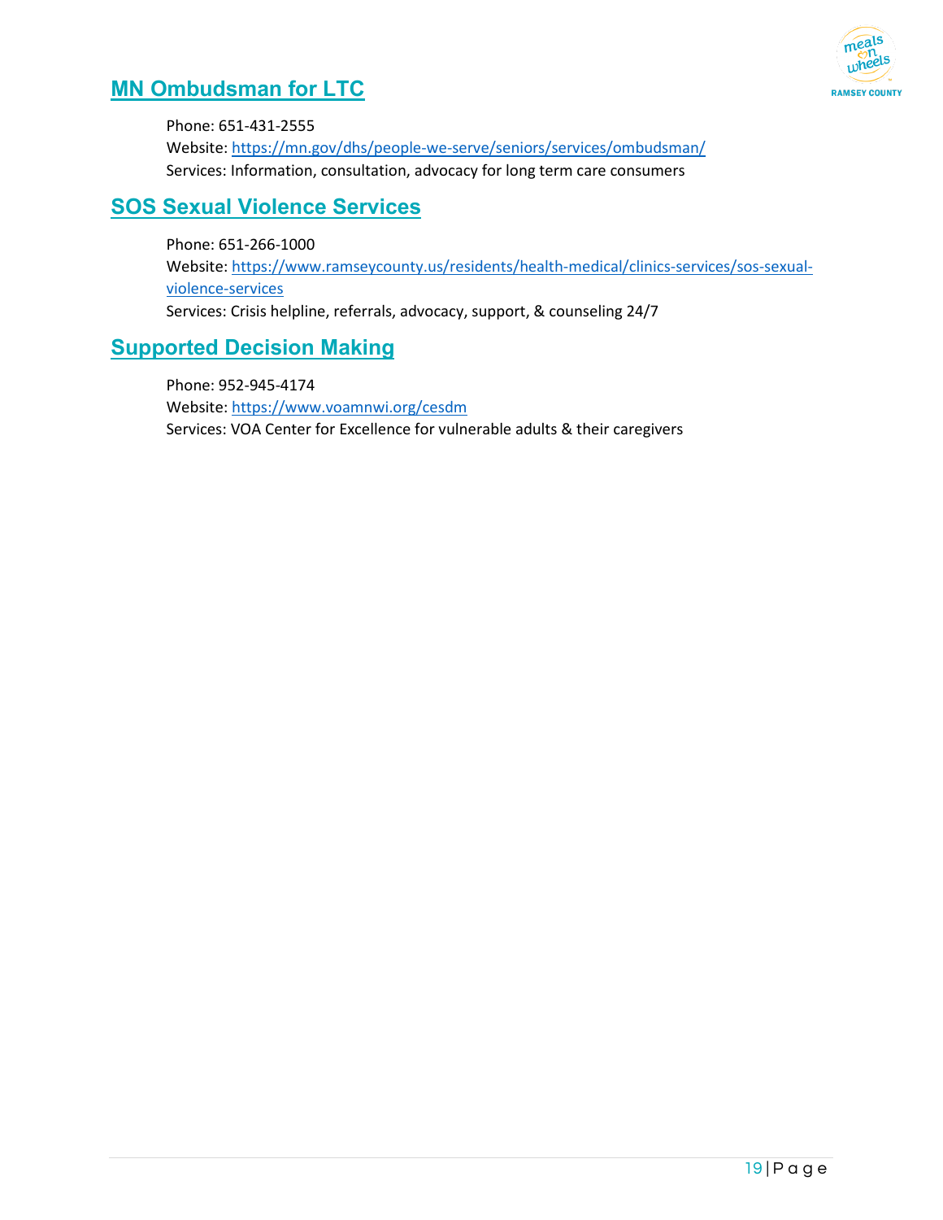## MN Ombudsman for LTC

Phone: 651-431-2555
Website: https://mn.gov/dhs/people-we-serve/seniors/services/ombudsman/
Services: Information, consultation, advocacy for long term care consumers

## SOS Sexual Violence Services

Phone: 651-266-1000
Website: https://www.ramseycounty.us/residents/health-medical/clinics-services/sos-sexual-violence-services
Services: Crisis helpline, referrals, advocacy, support, & counseling 24/7

## Supported Decision Making

Phone: 952-945-4174
Website: https://www.voamnwi.org/cesdm
Services: VOA Center for Excellence for vulnerable adults & their caregivers